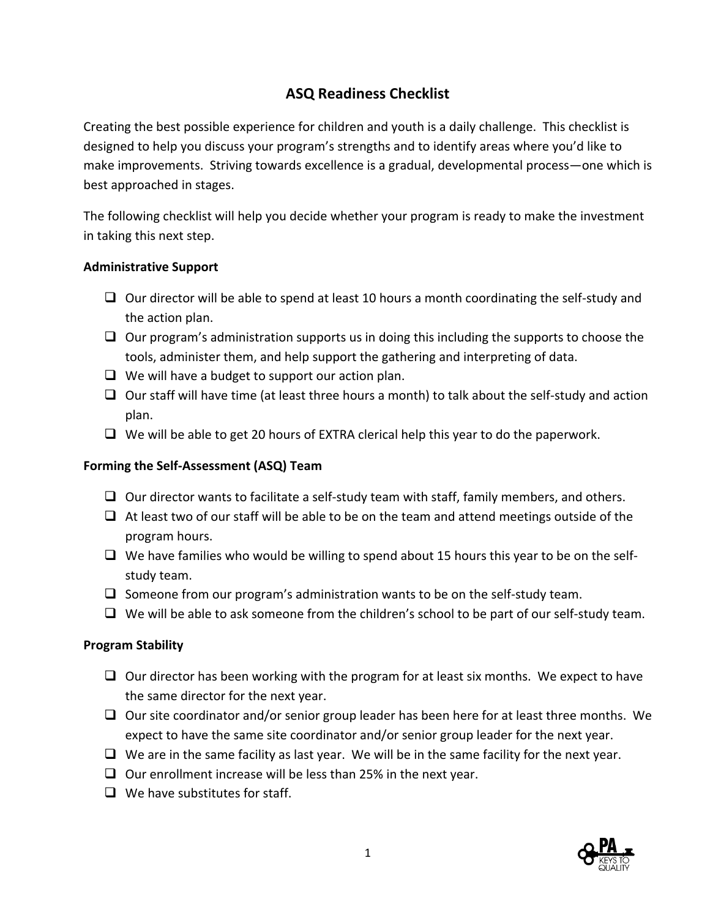# ASQ Readiness Checklist

Creating the best possible experience for children and youth is a daily challenge. This checklist is designed to help you discuss your program's strengths and to identify areas where you'd like to make improvements. Striving towards excellence is a gradual, developmental process—one which is best approached in stages.

The following checklist will help you decide whether your program is ready to make the investment in taking this next step.

**Administrative Support**

- [ ] Our director will be able to spend at least 10 hours a month coordinating the self-study and the action plan.
- [ ] Our program's administration supports us in doing this including the supports to choose the tools, administer them, and help support the gathering and interpreting of data.
- [ ] We will have a budget to support our action plan.
- [ ] Our staff will have time (at least three hours a month) to talk about the self-study and action plan.
- [ ] We will be able to get 20 hours of EXTRA clerical help this year to do the paperwork.

**Forming the Self-Assessment (ASQ) Team**

- [ ] Our director wants to facilitate a self-study team with staff, family members, and others.
- [ ] At least two of our staff will be able to be on the team and attend meetings outside of the program hours.
- [ ] We have families who would be willing to spend about 15 hours this year to be on the self-study team.
- [ ] Someone from our program's administration wants to be on the self-study team.
- [ ] We will be able to ask someone from the children's school to be part of our self-study team.

**Program Stability**

- [ ] Our director has been working with the program for at least six months. We expect to have the same director for the next year.
- [ ] Our site coordinator and/or senior group leader has been here for at least three months. We expect to have the same site coordinator and/or senior group leader for the next year.
- [ ] We are in the same facility as last year. We will be in the same facility for the next year.
- [ ] Our enrollment increase will be less than 25% in the next year.
- [ ] We have substitutes for staff.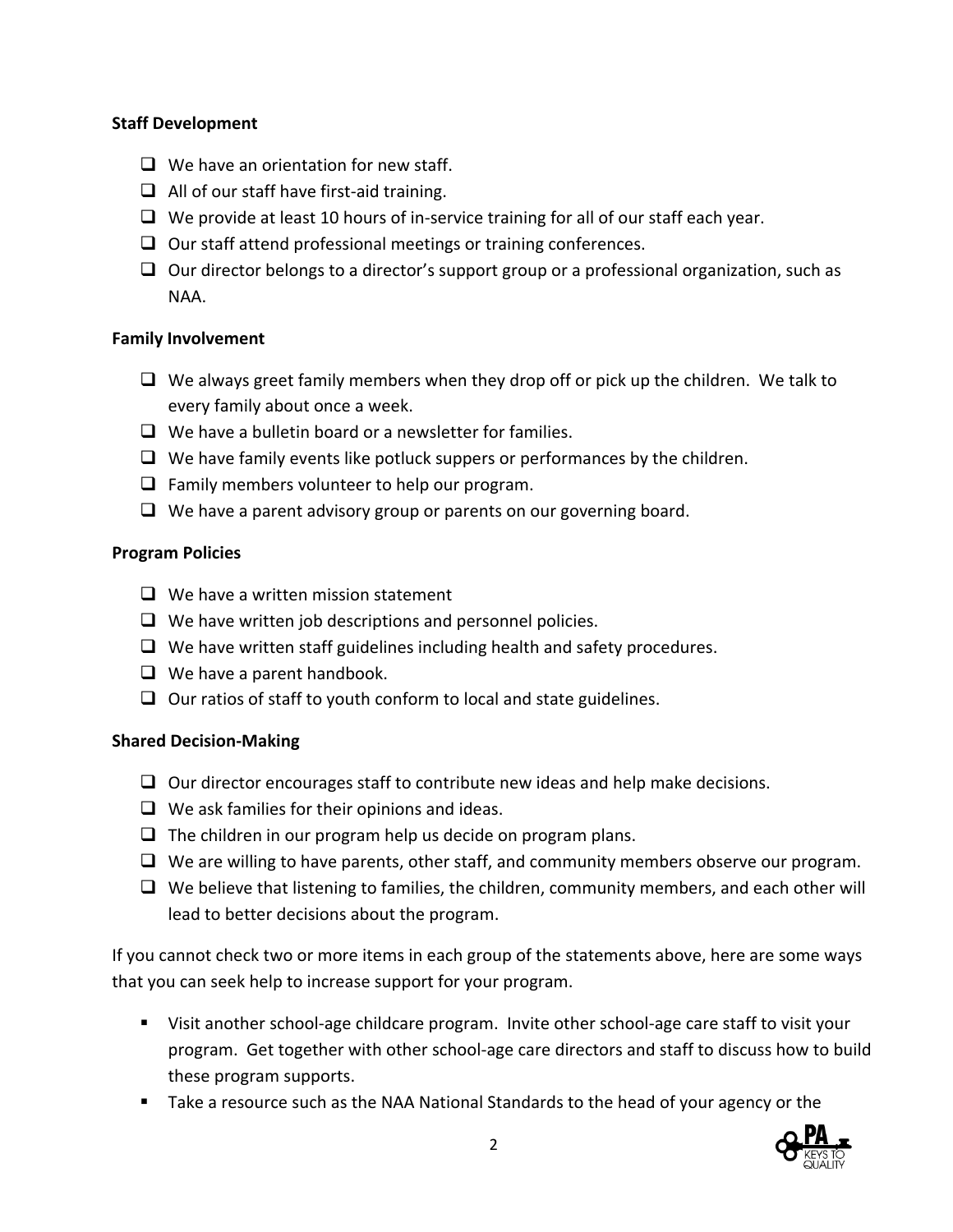**Staff Development**

- ❑ We have an orientation for new staff.
- ❑ All of our staff have first-aid training.
- ❑ We provide at least 10 hours of in-service training for all of our staff each year.
- ❑ Our staff attend professional meetings or training conferences.
- ❑ Our director belongs to a director's support group or a professional organization, such as NAA.

**Family Involvement**

- ❑ We always greet family members when they drop off or pick up the children. We talk to every family about once a week.
- ❑ We have a bulletin board or a newsletter for families.
- ❑ We have family events like potluck suppers or performances by the children.
- ❑ Family members volunteer to help our program.
- ❑ We have a parent advisory group or parents on our governing board.

**Program Policies**

- ❑ We have a written mission statement
- ❑ We have written job descriptions and personnel policies.
- ❑ We have written staff guidelines including health and safety procedures.
- ❑ We have a parent handbook.
- ❑ Our ratios of staff to youth conform to local and state guidelines.

**Shared Decision-Making**

- ❑ Our director encourages staff to contribute new ideas and help make decisions.
- ❑ We ask families for their opinions and ideas.
- ❑ The children in our program help us decide on program plans.
- ❑ We are willing to have parents, other staff, and community members observe our program.
- ❑ We believe that listening to families, the children, community members, and each other will lead to better decisions about the program.

If you cannot check two or more items in each group of the statements above, here are some ways that you can seek help to increase support for your program.

- Visit another school-age childcare program. Invite other school-age care staff to visit your program. Get together with other school-age care directors and staff to discuss how to build these program supports.
- Take a resource such as the NAA National Standards to the head of your agency or the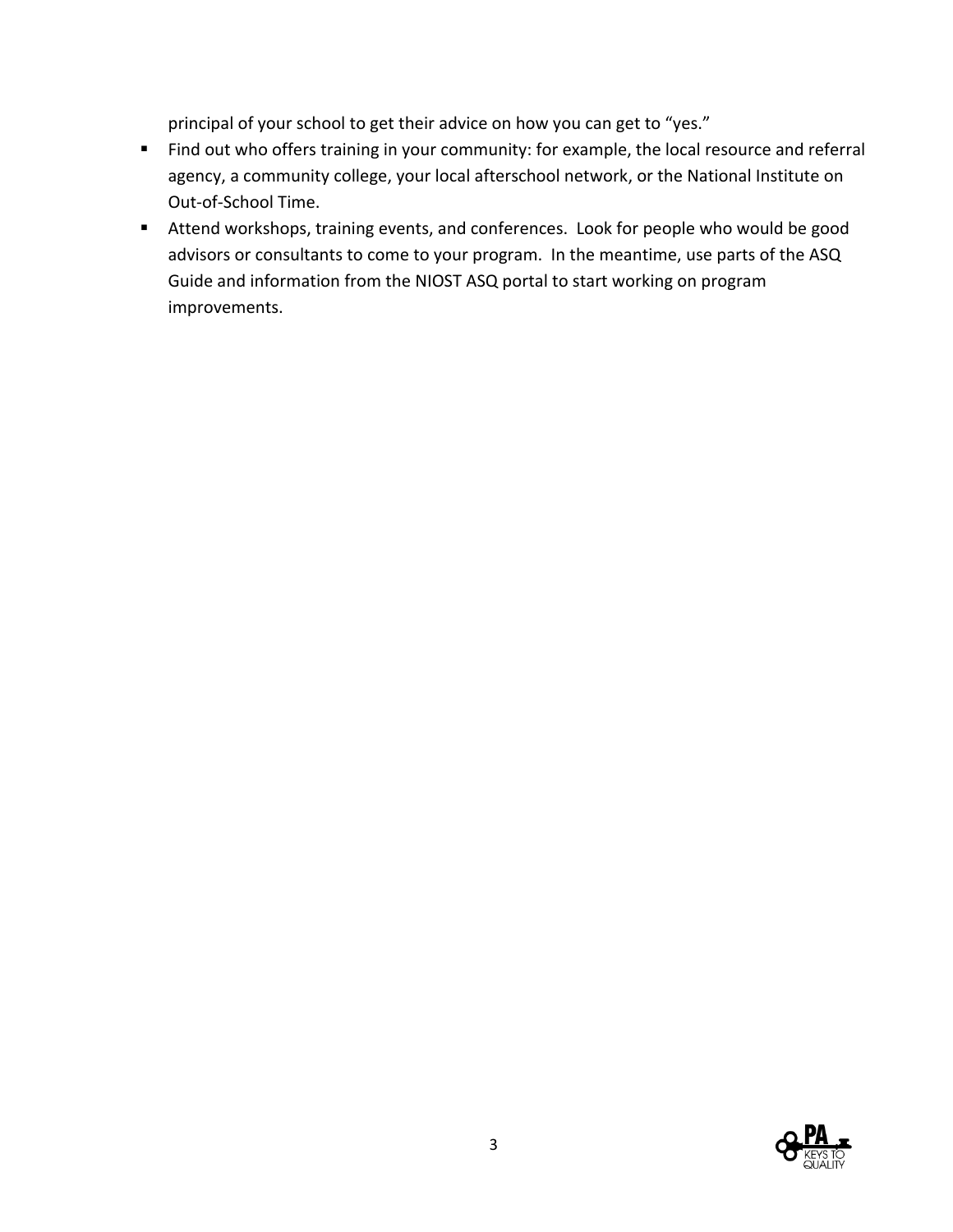principal of your school to get their advice on how you can get to "yes."

- Find out who offers training in your community: for example, the local resource and referral agency, a community college, your local afterschool network, or the National Institute on Out-of-School Time.
- Attend workshops, training events, and conferences. Look for people who would be good advisors or consultants to come to your program. In the meantime, use parts of the ASQ Guide and information from the NIOST ASQ portal to start working on program improvements.